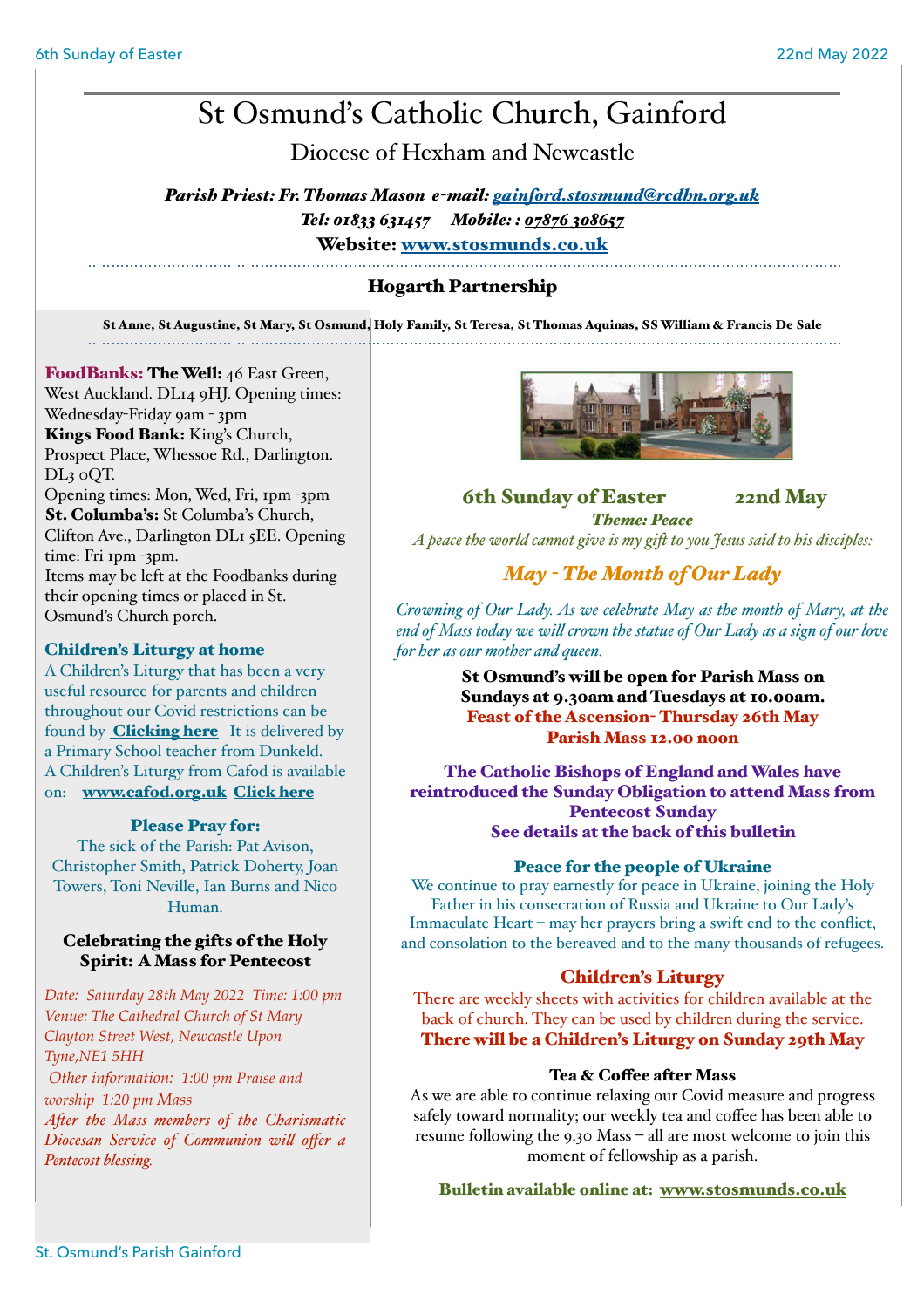# St Osmund's Catholic Church, Gainford

## Diocese of Hexham and Newcastle

***Parish Priest: Fr. Thomas Mason e-mail: gainford.stosmund@rcdhn.org.uk***
***Tel: 01833 631457 Mobile: : 07876 308657***
**Website: www.stosmunds.co.uk**

### Hogarth Partnership

**St Anne, St Augustine, St Mary, St Osmund, Holy Family, St Teresa, St Thomas Aquinas, SS William & Francis De Sale**

**FoodBanks: The Well:** 46 East Green, West Auckland. DL14 9HJ. Opening times: Wednesday-Friday 9am - 3pm
**Kings Food Bank:** King's Church, Prospect Place, Whessoe Rd., Darlington. DL3 0QT.
Opening times: Mon, Wed, Fri, 1pm -3pm
**St. Columba's:** St Columba's Church, Clifton Ave., Darlington DL1 5EE. Opening time: Fri 1pm -3pm.
Items may be left at the Foodbanks during their opening times or placed in St. Osmund's Church porch.

### Children's Liturgy at home

A Children's Liturgy that has been a very useful resource for parents and children throughout our Covid restrictions can be found by **Clicking here** It is delivered by a Primary School teacher from Dunkeld.
A Children's Liturgy from Cafod is available on: **www.cafod.org.uk Click here**

### Please Pray for:

The sick of the Parish: Pat Avison, Christopher Smith, Patrick Doherty, Joan Towers, Toni Neville, Ian Burns and Nico Human.

### Celebrating the gifts of the Holy Spirit: A Mass for Pentecost

*Date: Saturday 28th May 2022 Time: 1:00 pm*
*Venue: The Cathedral Church of St Mary Clayton Street West, Newcastle Upon Tyne,NE1 5HH*
*Other information: 1:00 pm Praise and worship 1:20 pm Mass*
*After the Mass members of the Charismatic Diocesan Service of Communion will offer a Pentecost blessing.*

### 6th Sunday of Easter 22nd May

***Theme: Peace***
*A peace the world cannot give is my gift to you Jesus said to his disciples:*

### *May - The Month of Our Lady*

*Crowning of Our Lady. As we celebrate May as the month of Mary, at the end of Mass today we will crown the statue of Our Lady as a sign of our love for her as our mother and queen.*

**St Osmund's will be open for Parish Mass on Sundays at 9.30am and Tuesdays at 10.00am.**
**Feast of the Ascension- Thursday 26th May**
**Parish Mass 12.00 noon**

**The Catholic Bishops of England and Wales have reintroduced the Sunday Obligation to attend Mass from Pentecost Sunday**
**See details at the back of this bulletin**

### Peace for the people of Ukraine

We continue to pray earnestly for peace in Ukraine, joining the Holy Father in his consecration of Russia and Ukraine to Our Lady's Immaculate Heart – may her prayers bring a swift end to the conflict, and consolation to the bereaved and to the many thousands of refugees.

### Children's Liturgy

There are weekly sheets with activities for children available at the back of church. They can be used by children during the service.
**There will be a Children's Liturgy on Sunday 29th May**

### Tea & Coffee after Mass

As we are able to continue relaxing our Covid measure and progress safely toward normality; our weekly tea and coffee has been able to resume following the 9.30 Mass – all are most welcome to join this moment of fellowship as a parish.

**Bulletin available online at: www.stosmunds.co.uk**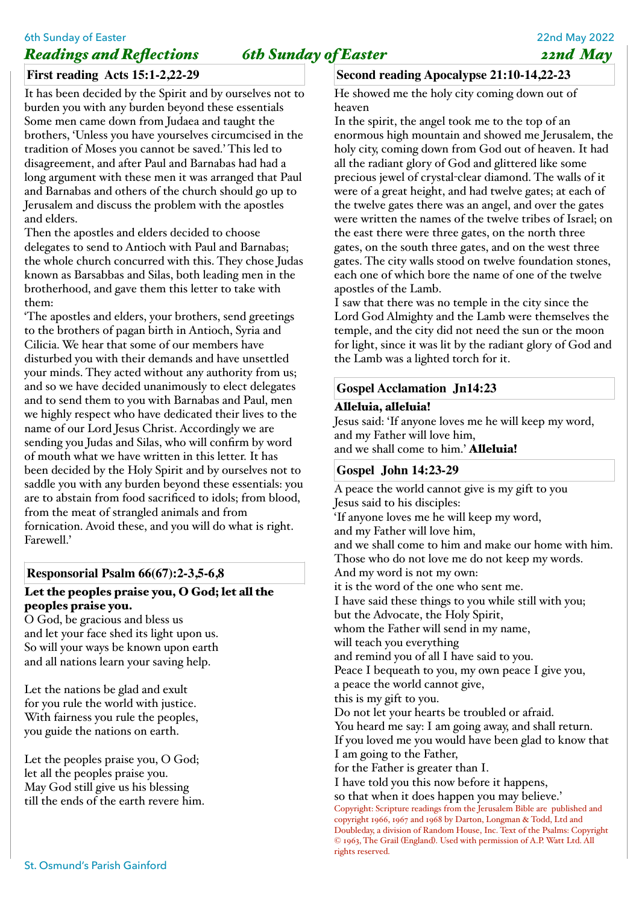## *Readings and Reflections* *6th Sunday of Easter* *22nd May*

### First reading Acts 15:1-2,22-29

It has been decided by the Spirit and by ourselves not to burden you with any burden beyond these essentials
Some men came down from Judaea and taught the brothers, 'Unless you have yourselves circumcised in the tradition of Moses you cannot be saved.' This led to disagreement, and after Paul and Barnabas had had a long argument with these men it was arranged that Paul and Barnabas and others of the church should go up to Jerusalem and discuss the problem with the apostles and elders.
Then the apostles and elders decided to choose delegates to send to Antioch with Paul and Barnabas; the whole church concurred with this. They chose Judas known as Barsabbas and Silas, both leading men in the brotherhood, and gave them this letter to take with them:
'The apostles and elders, your brothers, send greetings to the brothers of pagan birth in Antioch, Syria and Cilicia. We hear that some of our members have disturbed you with their demands and have unsettled your minds. They acted without any authority from us; and so we have decided unanimously to elect delegates and to send them to you with Barnabas and Paul, men we highly respect who have dedicated their lives to the name of our Lord Jesus Christ. Accordingly we are sending you Judas and Silas, who will confirm by word of mouth what we have written in this letter. It has been decided by the Holy Spirit and by ourselves not to saddle you with any burden beyond these essentials: you are to abstain from food sacrificed to idols; from blood, from the meat of strangled animals and from fornication. Avoid these, and you will do what is right. Farewell.'

### Responsorial Psalm 66(67):2-3,5-6,8

**Let the peoples praise you, O God; let all the peoples praise you.**
O God, be gracious and bless us
and let your face shed its light upon us.
So will your ways be known upon earth
and all nations learn your saving help.

Let the nations be glad and exult
for you rule the world with justice.
With fairness you rule the peoples,
you guide the nations on earth.

Let the peoples praise you, O God;
let all the peoples praise you.
May God still give us his blessing
till the ends of the earth revere him.

### Second reading Apocalypse 21:10-14,22-23

He showed me the holy city coming down out of heaven
In the spirit, the angel took me to the top of an enormous high mountain and showed me Jerusalem, the holy city, coming down from God out of heaven. It had all the radiant glory of God and glittered like some precious jewel of crystal-clear diamond. The walls of it were of a great height, and had twelve gates; at each of the twelve gates there was an angel, and over the gates were written the names of the twelve tribes of Israel; on the east there were three gates, on the north three gates, on the south three gates, and on the west three gates. The city walls stood on twelve foundation stones, each one of which bore the name of one of the twelve apostles of the Lamb.
I saw that there was no temple in the city since the Lord God Almighty and the Lamb were themselves the temple, and the city did not need the sun or the moon for light, since it was lit by the radiant glory of God and the Lamb was a lighted torch for it.

### Gospel Acclamation Jn14:23

**Alleluia, alleluia!**
Jesus said: 'If anyone loves me he will keep my word,
and my Father will love him,
and we shall come to him.' **Alleluia!**

### Gospel John 14:23-29

A peace the world cannot give is my gift to you
Jesus said to his disciples:
'If anyone loves me he will keep my word,
and my Father will love him,
and we shall come to him and make our home with him.
Those who do not love me do not keep my words.
And my word is not my own:
it is the word of the one who sent me.
I have said these things to you while still with you;
but the Advocate, the Holy Spirit,
whom the Father will send in my name,
will teach you everything
and remind you of all I have said to you.
Peace I bequeath to you, my own peace I give you,
a peace the world cannot give,
this is my gift to you.
Do not let your hearts be troubled or afraid.
You heard me say: I am going away, and shall return.
If you loved me you would have been glad to know that
I am going to the Father,
for the Father is greater than I.
I have told you this now before it happens,
so that when it does happen you may believe.'

Copyright: Scripture readings from the Jerusalem Bible are published and copyright 1966, 1967 and 1968 by Darton, Longman & Todd, Ltd and Doubleday, a division of Random House, Inc. Text of the Psalms: Copyright © 1963, The Grail (England). Used with permission of A.P. Watt Ltd. All rights reserved.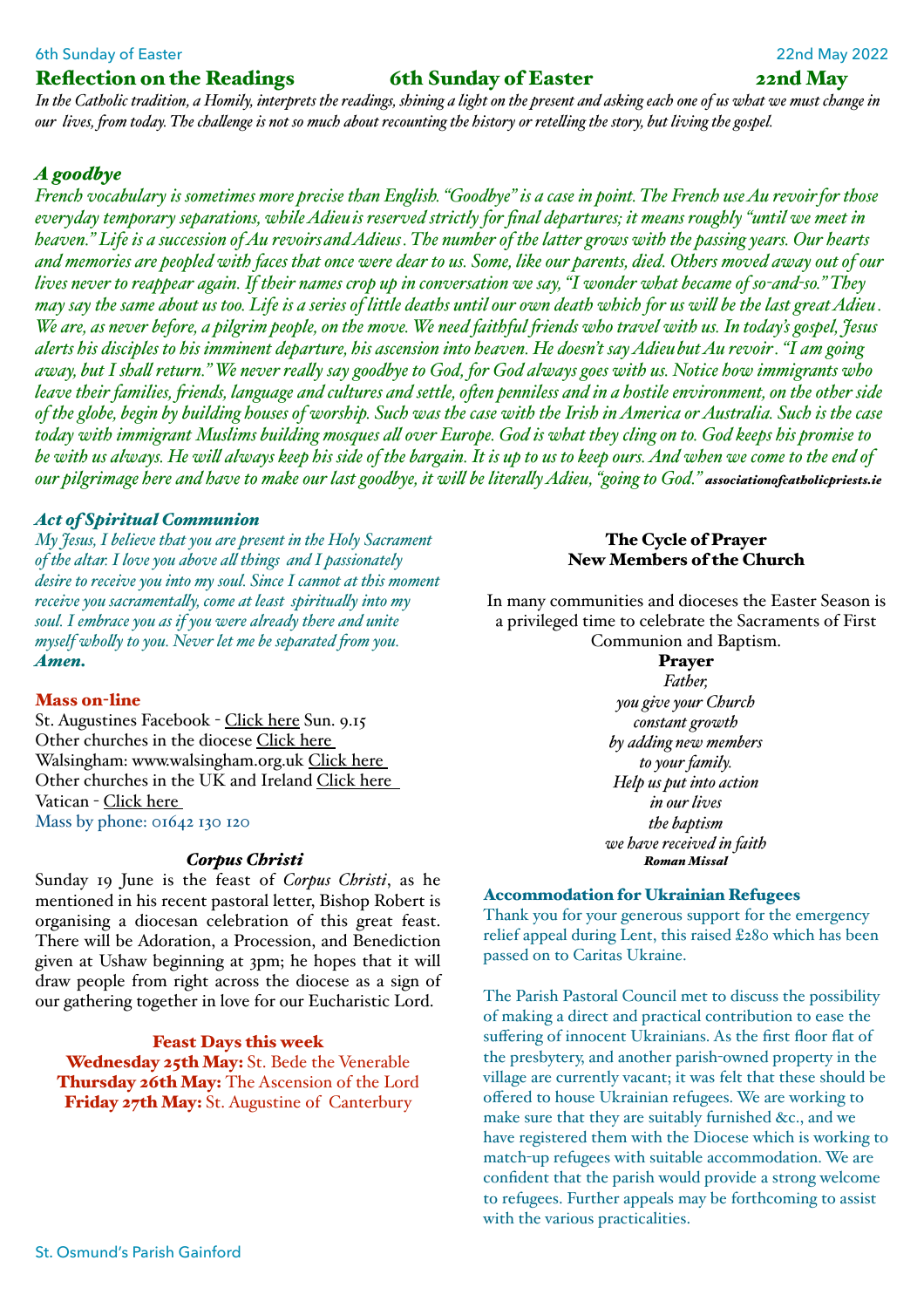## Reflection on the Readings 6th Sunday of Easter 22nd May

*In the Catholic tradition, a Homily, interprets the readings, shining a light on the present and asking each one of us what we must change in our lives, from today. The challenge is not so much about recounting the history or retelling the story, but living the gospel.*

### *A goodbye*

*French vocabulary is sometimes more precise than English. "Goodbye" is a case in point. The French use Au revoir for those everyday temporary separations, while Adieu is reserved strictly for final departures; it means roughly "until we meet in heaven." Life is a succession of Au revoirs and Adieus. The number of the latter grows with the passing years. Our hearts and memories are peopled with faces that once were dear to us. Some, like our parents, died. Others moved away out of our lives never to reappear again. If their names crop up in conversation we say, "I wonder what became of so-and-so." They may say the same about us too. Life is a series of little deaths until our own death which for us will be the last great Adieu. We are, as never before, a pilgrim people, on the move. We need faithful friends who travel with us. In today's gospel, Jesus alerts his disciples to his imminent departure, his ascension into heaven. He doesn't say Adieu but Au revoir. "I am going away, but I shall return." We never really say goodbye to God, for God always goes with us. Notice how immigrants who leave their families, friends, language and cultures and settle, often penniless and in a hostile environment, on the other side of the globe, begin by building houses of worship. Such was the case with the Irish in America or Australia. Such is the case today with immigrant Muslims building mosques all over Europe. God is what they cling on to. God keeps his promise to be with us always. He will always keep his side of the bargain. It is up to us to keep ours. And when we come to the end of our pilgrimage here and have to make our last goodbye, it will be literally Adieu, "going to God."* ***associationofcatholicpriests.ie***

### *Act of Spiritual Communion*

*My Jesus, I believe that you are present in the Holy Sacrament of the altar. I love you above all things and I passionately desire to receive you into my soul. Since I cannot at this moment receive you sacramentally, come at least spiritually into my soul. I embrace you as if you were already there and unite myself wholly to you. Never let me be separated from you.* ***Amen.***

### Mass on-line

St. Augustines Facebook - Click here Sun. 9.15
Other churches in the diocese Click here
Walsingham: www.walsingham.org.uk Click here
Other churches in the UK and Ireland Click here
Vatican - Click here
Mass by phone: 01642 130 120

### *Corpus Christi*

Sunday 19 June is the feast of *Corpus Christi*, as he mentioned in his recent pastoral letter, Bishop Robert is organising a diocesan celebration of this great feast. There will be Adoration, a Procession, and Benediction given at Ushaw beginning at 3pm; he hopes that it will draw people from right across the diocese as a sign of our gathering together in love for our Eucharistic Lord.

### Feast Days this week

**Wednesday 25th May:** St. Bede the Venerable
**Thursday 26th May:** The Ascension of the Lord
**Friday 27th May:** St. Augustine of Canterbury

### The Cycle of Prayer
### New Members of the Church

In many communities and dioceses the Easter Season is a privileged time to celebrate the Sacraments of First Communion and Baptism.

**Prayer**

*Father,*
*you give your Church*
*constant growth*
*by adding new members*
*to your family.*
*Help us put into action*
*in our lives*
*the baptism*
*we have received in faith*
***Roman Missal***

### Accommodation for Ukrainian Refugees

Thank you for your generous support for the emergency relief appeal during Lent, this raised £280 which has been passed on to Caritas Ukraine.

The Parish Pastoral Council met to discuss the possibility of making a direct and practical contribution to ease the suffering of innocent Ukrainians. As the first floor flat of the presbytery, and another parish-owned property in the village are currently vacant; it was felt that these should be offered to house Ukrainian refugees. We are working to make sure that they are suitably furnished &c., and we have registered them with the Diocese which is working to match-up refugees with suitable accommodation. We are confident that the parish would provide a strong welcome to refugees. Further appeals may be forthcoming to assist with the various practicalities.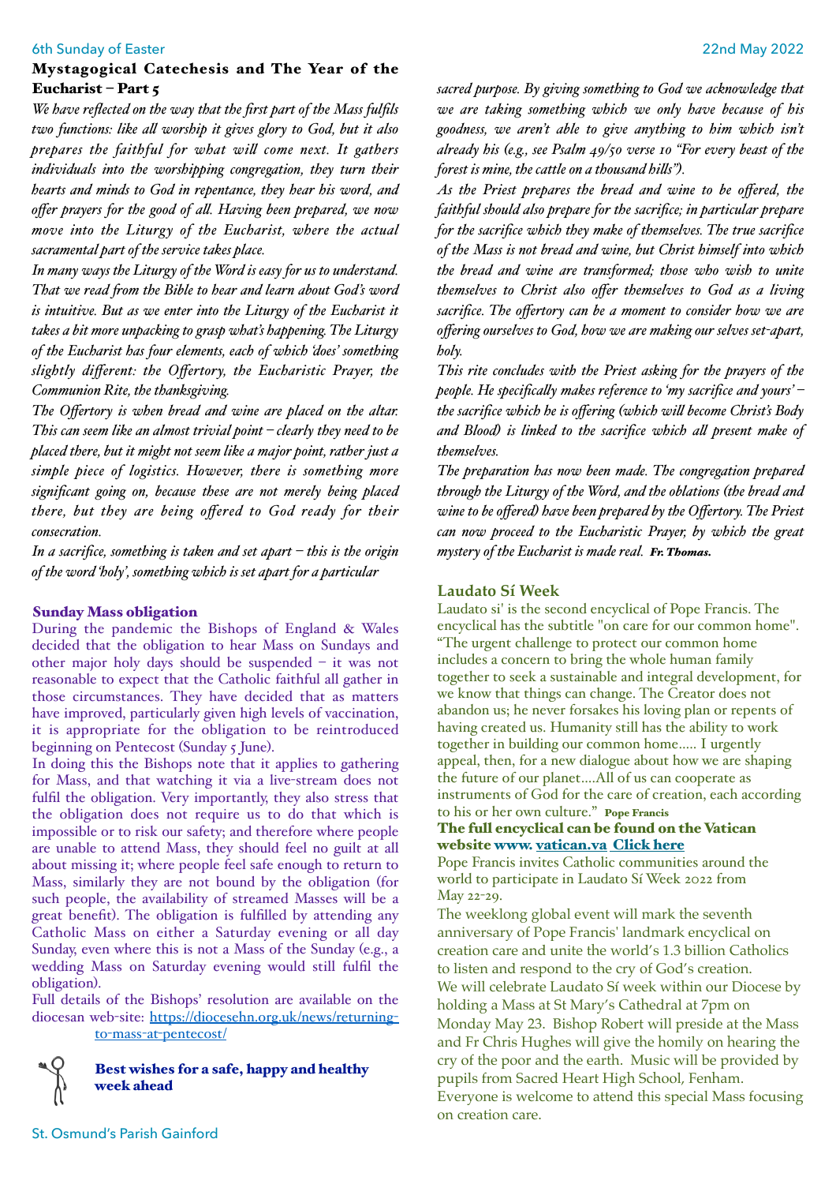## Mystagogical Catechesis and The Year of the Eucharist – Part 5

*We have reflected on the way that the first part of the Mass fulfils two functions: like all worship it gives glory to God, but it also prepares the faithful for what will come next. It gathers individuals into the worshipping congregation, they turn their hearts and minds to God in repentance, they hear his word, and offer prayers for the good of all. Having been prepared, we now move into the Liturgy of the Eucharist, where the actual sacramental part of the service takes place.*

*In many ways the Liturgy of the Word is easy for us to understand. That we read from the Bible to hear and learn about God's word is intuitive. But as we enter into the Liturgy of the Eucharist it takes a bit more unpacking to grasp what's happening. The Liturgy of the Eucharist has four elements, each of which 'does' something slightly different: the Offertory, the Eucharistic Prayer, the Communion Rite, the thanksgiving.*

*The Offertory is when bread and wine are placed on the altar. This can seem like an almost trivial point – clearly they need to be placed there, but it might not seem like a major point, rather just a simple piece of logistics. However, there is something more significant going on, because these are not merely being placed there, but they are being offered to God ready for their consecration.*

*In a sacrifice, something is taken and set apart – this is the origin of the word 'holy', something which is set apart for a particular sacred purpose. By giving something to God we acknowledge that we are taking something which we only have because of his goodness, we aren't able to give anything to him which isn't already his (e.g., see Psalm 49/50 verse 10 "For every beast of the forest is mine, the cattle on a thousand hills").*

*As the Priest prepares the bread and wine to be offered, the faithful should also prepare for the sacrifice; in particular prepare for the sacrifice which they make of themselves. The true sacrifice of the Mass is not bread and wine, but Christ himself into which the bread and wine are transformed; those who wish to unite themselves to Christ also offer themselves to God as a living sacrifice. The offertory can be a moment to consider how we are offering ourselves to God, how we are making our selves set-apart, holy.*

*This rite concludes with the Priest asking for the prayers of the people. He specifically makes reference to 'my sacrifice and yours' – the sacrifice which he is offering (which will become Christ's Body and Blood) is linked to the sacrifice which all present make of themselves.*

*The preparation has now been made. The congregation prepared through the Liturgy of the Word, and the oblations (the bread and wine to be offered) have been prepared by the Offertory. The Priest can now proceed to the Eucharistic Prayer, by which the great mystery of the Eucharist is made real.* ***Fr. Thomas.***

## Sunday Mass obligation

During the pandemic the Bishops of England & Wales decided that the obligation to hear Mass on Sundays and other major holy days should be suspended – it was not reasonable to expect that the Catholic faithful all gather in those circumstances. They have decided that as matters have improved, particularly given high levels of vaccination, it is appropriate for the obligation to be reintroduced beginning on Pentecost (Sunday 5 June).

In doing this the Bishops note that it applies to gathering for Mass, and that watching it via a live-stream does not fulfil the obligation. Very importantly, they also stress that the obligation does not require us to do that which is impossible or to risk our safety; and therefore where people are unable to attend Mass, they should feel no guilt at all about missing it; where people feel safe enough to return to Mass, similarly they are not bound by the obligation (for such people, the availability of streamed Masses will be a great benefit). The obligation is fulfilled by attending any Catholic Mass on either a Saturday evening or all day Sunday, even where this is not a Mass of the Sunday (e.g., a wedding Mass on Saturday evening would still fulfil the obligation).

Full details of the Bishops' resolution are available on the diocesan web-site: https://diocesehn.org.uk/news/returning-to-mass-at-pentecost/

**Best wishes for a safe, happy and healthy week ahead**

## Laudato Sí Week

Laudato si' is the second encyclical of Pope Francis. The encyclical has the subtitle "on care for our common home". "The urgent challenge to protect our common home includes a concern to bring the whole human family together to seek a sustainable and integral development, for we know that things can change. The Creator does not abandon us; he never forsakes his loving plan or repents of having created us. Humanity still has the ability to work together in building our common home..... I urgently appeal, then, for a new dialogue about how we are shaping the future of our planet....All of us can cooperate as instruments of God for the care of creation, each according to his or her own culture." **Pope Francis**

**The full encyclical can be found on the Vatican website www. vatican.va Click here**

Pope Francis invites Catholic communities around the world to participate in Laudato Sí Week 2022 from May 22-29.

The weeklong global event will mark the seventh anniversary of Pope Francis' landmark encyclical on creation care and unite the world's 1.3 billion Catholics to listen and respond to the cry of God's creation.

We will celebrate Laudato Sí week within our Diocese by holding a Mass at St Mary's Cathedral at 7pm on Monday May 23. Bishop Robert will preside at the Mass and Fr Chris Hughes will give the homily on hearing the cry of the poor and the earth. Music will be provided by pupils from Sacred Heart High School, Fenham. Everyone is welcome to attend this special Mass focusing on creation care.